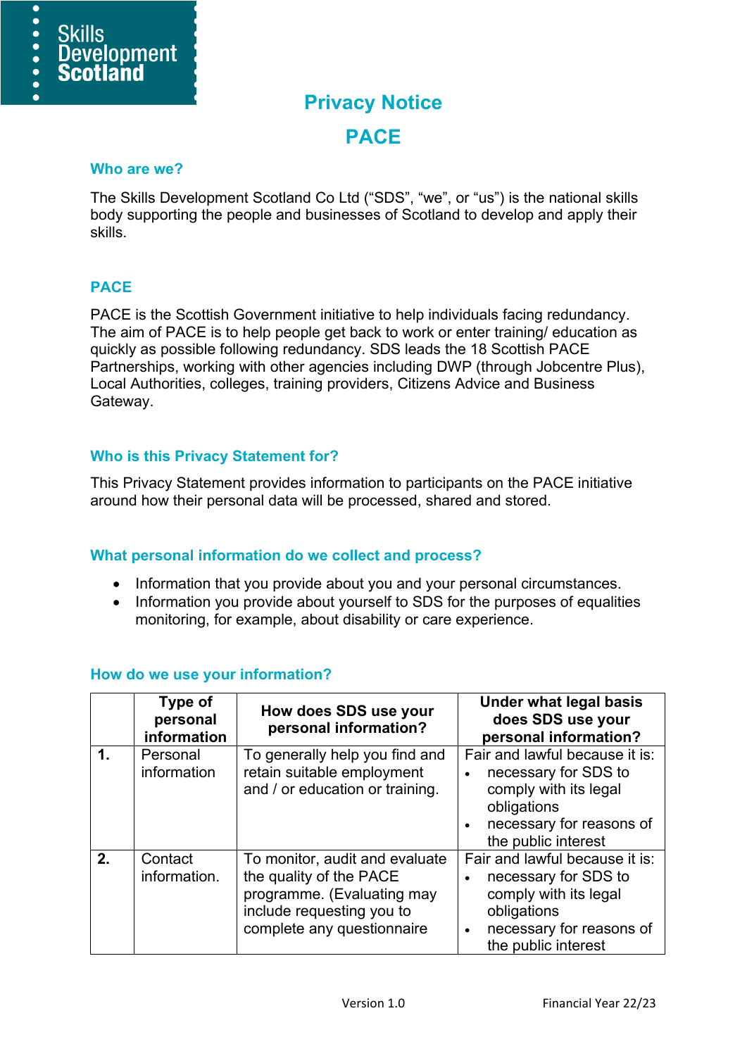Skills Development Scotland

# Privacy Notice

# PACE

## Who are we?

The Skills Development Scotland Co Ltd (“SDS”, “we”, or “us”) is the national skills body supporting the people and businesses of Scotland to develop and apply their skills.

## PACE

PACE is the Scottish Government initiative to help individuals facing redundancy. The aim of PACE is to help people get back to work or enter training/ education as quickly as possible following redundancy. SDS leads the 18 Scottish PACE Partnerships, working with other agencies including DWP (through Jobcentre Plus), Local Authorities, colleges, training providers, Citizens Advice and Business Gateway.

## Who is this Privacy Statement for?

This Privacy Statement provides information to participants on the PACE initiative around how their personal data will be processed, shared and stored.

## What personal information do we collect and process?

- Information that you provide about you and your personal circumstances.
- Information you provide about yourself to SDS for the purposes of equalities monitoring, for example, about disability or care experience.

## How do we use your information?

| | Type of personal information | How does SDS use your personal information? | Under what legal basis does SDS use your personal information? |
|---|---|---|---|
| **1.** | Personal information | To generally help you find and retain suitable employment and / or education or training. | Fair and lawful because it is:<br>• necessary for SDS to comply with its legal obligations<br>• necessary for reasons of the public interest |
| **2.** | Contact information. | To monitor, audit and evaluate the quality of the PACE programme. (Evaluating may include requesting you to complete any questionnaire | Fair and lawful because it is:<br>• necessary for SDS to comply with its legal obligations<br>• necessary for reasons of the public interest |

Version 1.0 Financial Year 22/23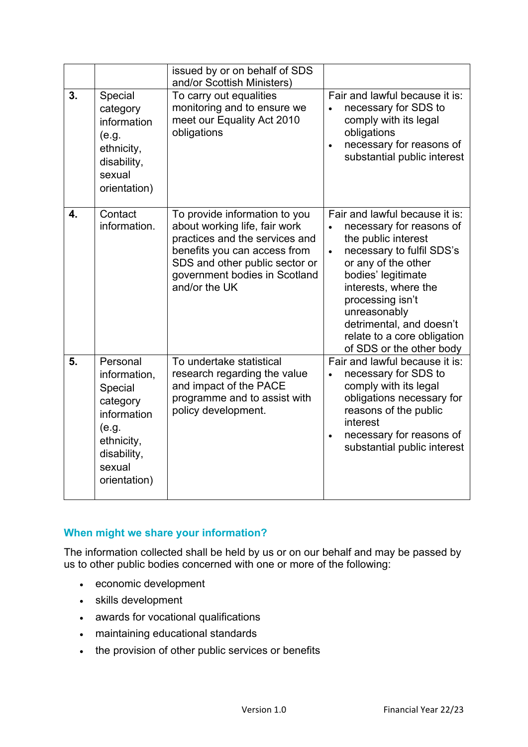| | | | |
|---|---|---|---|
| | | issued by or on behalf of SDS and/or Scottish Ministers) | |
| **3.** | Special category information (e.g. ethnicity, disability, sexual orientation) | To carry out equalities monitoring and to ensure we meet our Equality Act 2010 obligations | Fair and lawful because it is:<br>• necessary for SDS to comply with its legal obligations<br>• necessary for reasons of substantial public interest |
| **4.** | Contact information. | To provide information to you about working life, fair work practices and the services and benefits you can access from SDS and other public sector or government bodies in Scotland and/or the UK | Fair and lawful because it is:<br>• necessary for reasons of the public interest<br>• necessary to fulfil SDS's or any of the other bodies' legitimate interests, where the processing isn't unreasonably detrimental, and doesn't relate to a core obligation of SDS or the other body |
| **5.** | Personal information, Special category information (e.g. ethnicity, disability, sexual orientation) | To undertake statistical research regarding the value and impact of the PACE programme and to assist with policy development. | Fair and lawful because it is:<br>• necessary for SDS to comply with its legal obligations necessary for reasons of the public interest<br>• necessary for reasons of substantial public interest |

## When might we share your information?

The information collected shall be held by us or on our behalf and may be passed by us to other public bodies concerned with one or more of the following:

- economic development
- skills development
- awards for vocational qualifications
- maintaining educational standards
- the provision of other public services or benefits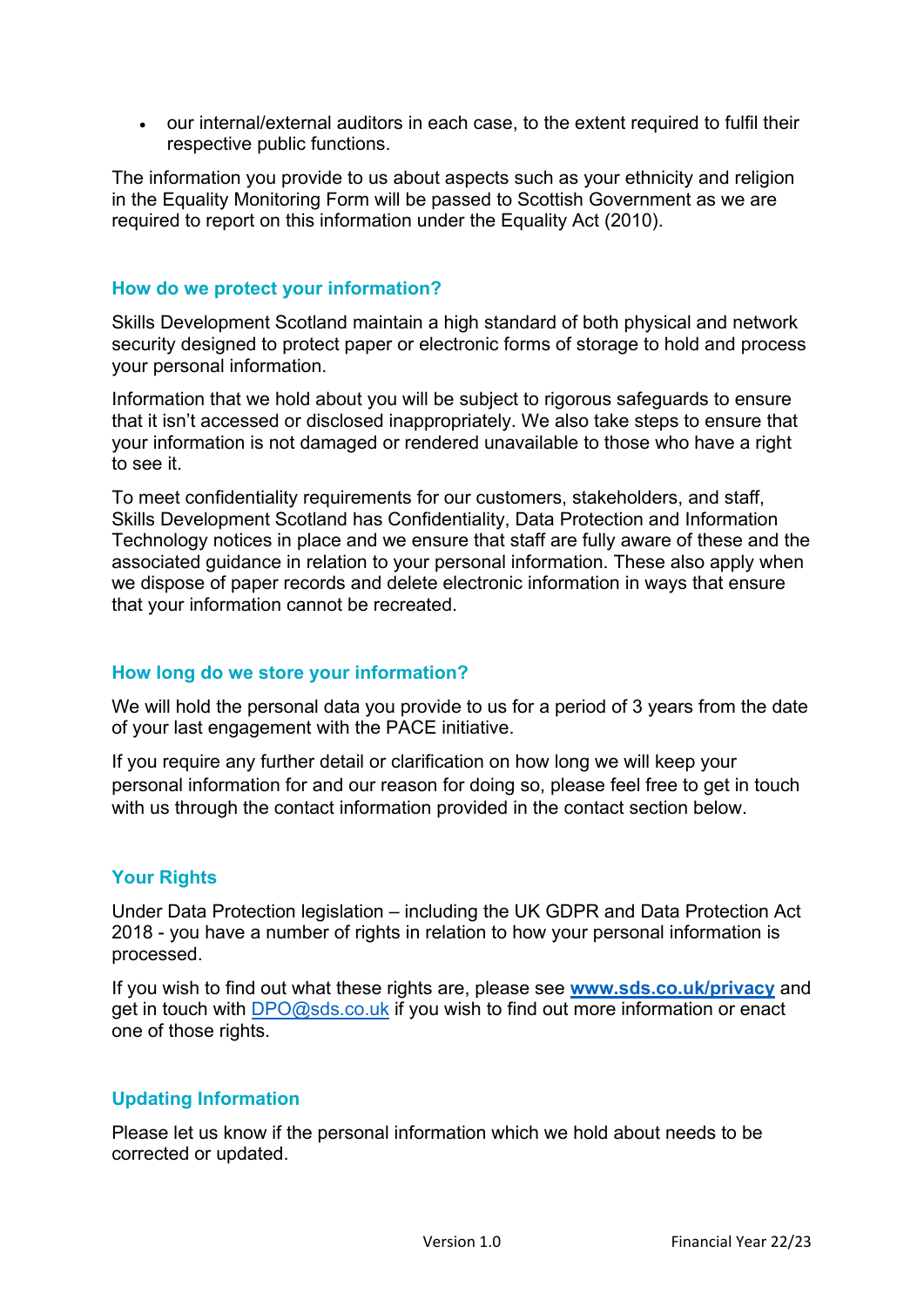- our internal/external auditors in each case, to the extent required to fulfil their respective public functions.

The information you provide to us about aspects such as your ethnicity and religion in the Equality Monitoring Form will be passed to Scottish Government as we are required to report on this information under the Equality Act (2010).

## How do we protect your information?

Skills Development Scotland maintain a high standard of both physical and network security designed to protect paper or electronic forms of storage to hold and process your personal information.

Information that we hold about you will be subject to rigorous safeguards to ensure that it isn't accessed or disclosed inappropriately. We also take steps to ensure that your information is not damaged or rendered unavailable to those who have a right to see it.

To meet confidentiality requirements for our customers, stakeholders, and staff, Skills Development Scotland has Confidentiality, Data Protection and Information Technology notices in place and we ensure that staff are fully aware of these and the associated guidance in relation to your personal information. These also apply when we dispose of paper records and delete electronic information in ways that ensure that your information cannot be recreated.

## How long do we store your information?

We will hold the personal data you provide to us for a period of 3 years from the date of your last engagement with the PACE initiative.

If you require any further detail or clarification on how long we will keep your personal information for and our reason for doing so, please feel free to get in touch with us through the contact information provided in the contact section below.

## Your Rights

Under Data Protection legislation – including the UK GDPR and Data Protection Act 2018 - you have a number of rights in relation to how your personal information is processed.

If you wish to find out what these rights are, please see **www.sds.co.uk/privacy** and get in touch with DPO@sds.co.uk if you wish to find out more information or enact one of those rights.

## Updating Information

Please let us know if the personal information which we hold about needs to be corrected or updated.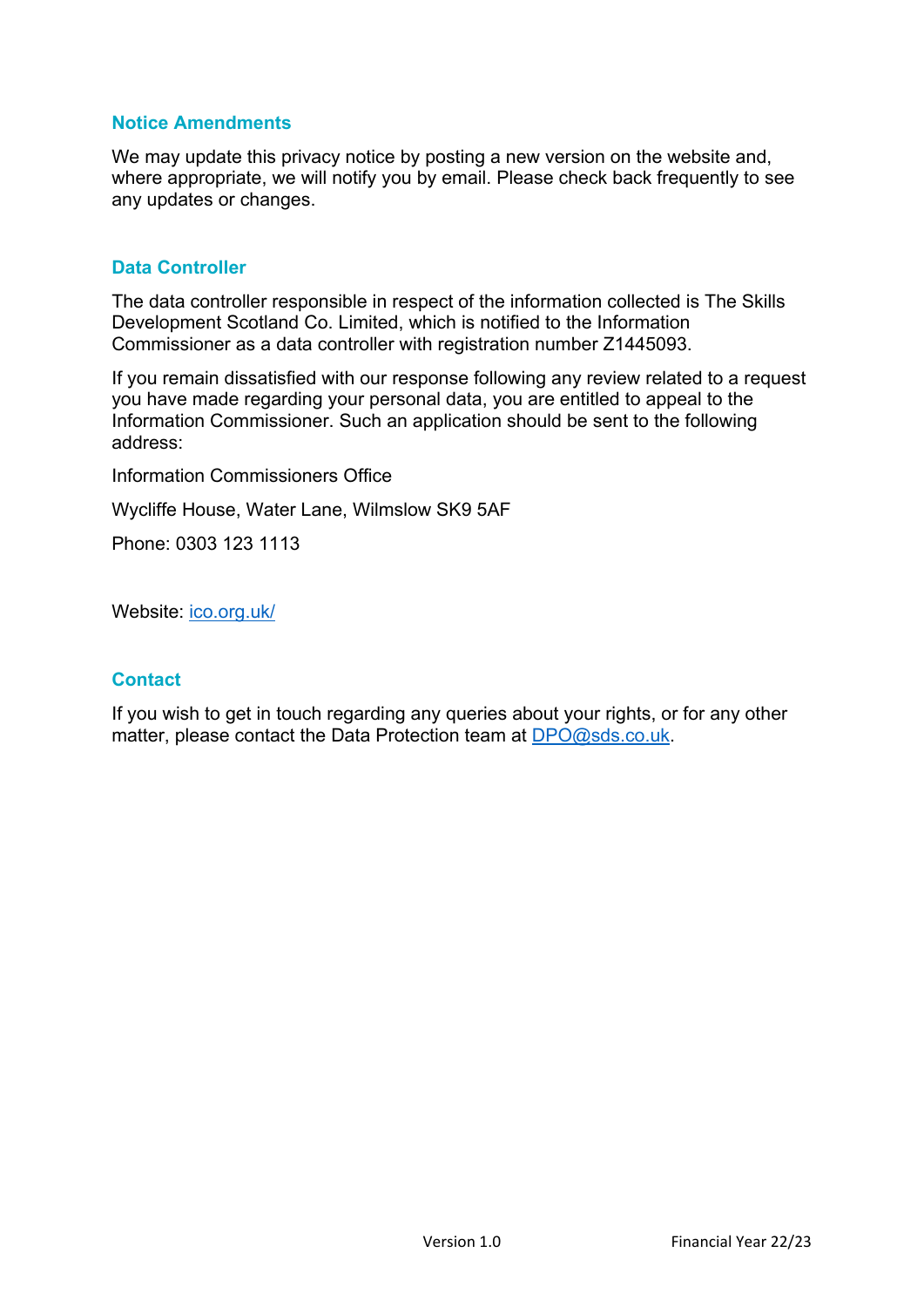## Notice Amendments

We may update this privacy notice by posting a new version on the website and, where appropriate, we will notify you by email. Please check back frequently to see any updates or changes.

## Data Controller

The data controller responsible in respect of the information collected is The Skills Development Scotland Co. Limited, which is notified to the Information Commissioner as a data controller with registration number Z1445093.

If you remain dissatisfied with our response following any review related to a request you have made regarding your personal data, you are entitled to appeal to the Information Commissioner. Such an application should be sent to the following address:

Information Commissioners Office

Wycliffe House, Water Lane, Wilmslow SK9 5AF

Phone: 0303 123 1113

Website: [ico.org.uk/](ico.org.uk/)

## Contact

If you wish to get in touch regarding any queries about your rights, or for any other matter, please contact the Data Protection team at [DPO@sds.co.uk](mailto:DPO@sds.co.uk).

Version 1.0 Financial Year 22/23